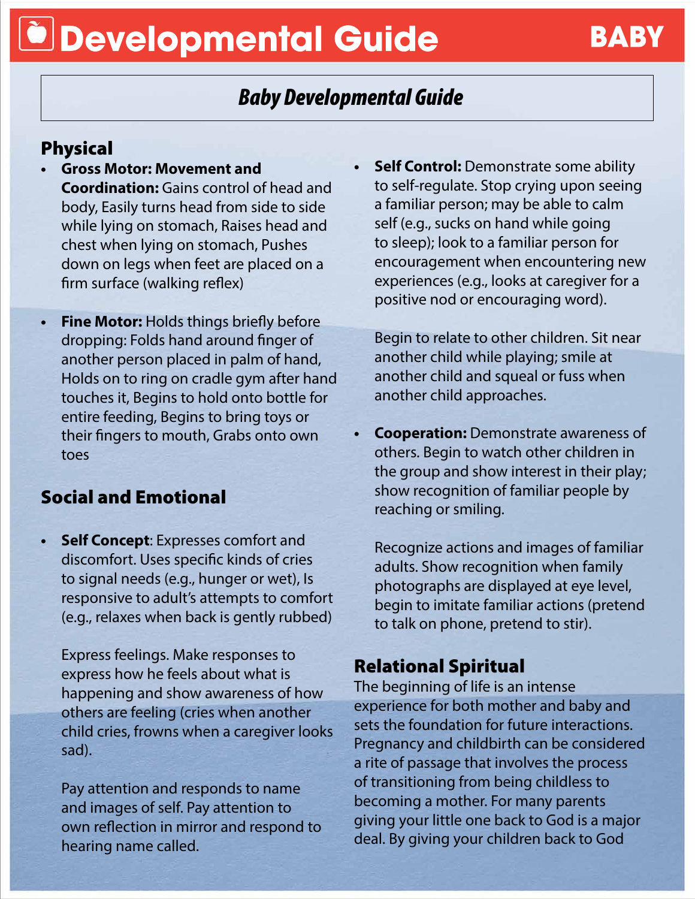# Developmental Guide

**BABY**

## *Baby Developmental Guide*

## Physical

- **Gross Motor: Movement and Coordination:** Gains control of head and body, Easily turns head from side to side while lying on stomach, Raises head and chest when lying on stomach, Pushes down on legs when feet are placed on a firm surface (walking reflex)

- **Fine Motor:** Holds things briefly before dropping: Folds hand around finger of another person placed in palm of hand, Holds on to ring on cradle gym after hand touches it, Begins to hold onto bottle for entire feeding, Begins to bring toys or their fingers to mouth, Grabs onto own toes

## Social and Emotional

- **Self Concept**: Expresses comfort and discomfort. Uses specific kinds of cries to signal needs (e.g., hunger or wet), Is responsive to adult's attempts to comfort (e.g., relaxes when back is gently rubbed)

  Express feelings. Make responses to express how he feels about what is happening and show awareness of how others are feeling (cries when another child cries, frowns when a caregiver looks sad).

  Pay attention and responds to name and images of self. Pay attention to own reflection in mirror and respond to hearing name called.

- **Self Control:** Demonstrate some ability to self-regulate. Stop crying upon seeing a familiar person; may be able to calm self (e.g., sucks on hand while going to sleep); look to a familiar person for encouragement when encountering new experiences (e.g., looks at caregiver for a positive nod or encouraging word).

  Begin to relate to other children. Sit near another child while playing; smile at another child and squeal or fuss when another child approaches.

- **Cooperation:** Demonstrate awareness of others. Begin to watch other children in the group and show interest in their play; show recognition of familiar people by reaching or smiling.

  Recognize actions and images of familiar adults. Show recognition when family photographs are displayed at eye level, begin to imitate familiar actions (pretend to talk on phone, pretend to stir).

## Relational Spiritual

The beginning of life is an intense experience for both mother and baby and sets the foundation for future interactions. Pregnancy and childbirth can be considered a rite of passage that involves the process of transitioning from being childless to becoming a mother. For many parents giving your little one back to God is a major deal. By giving your children back to God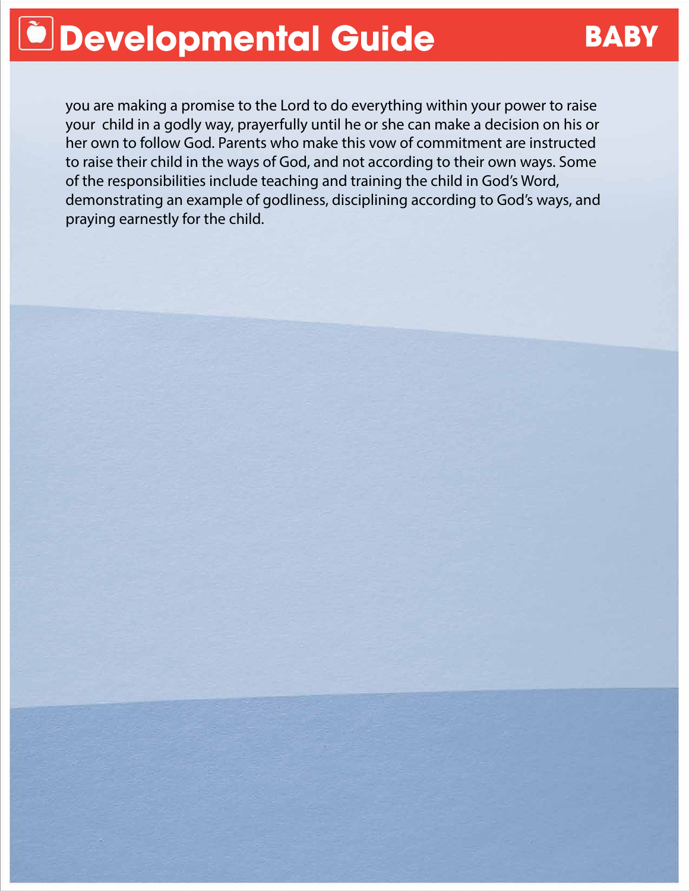you are making a promise to the Lord to do everything within your power to raise your child in a godly way, prayerfully until he or she can make a decision on his or her own to follow God. Parents who make this vow of commitment are instructed to raise their child in the ways of God, and not according to their own ways. Some of the responsibilities include teaching and training the child in God's Word, demonstrating an example of godliness, disciplining according to God's ways, and praying earnestly for the child.